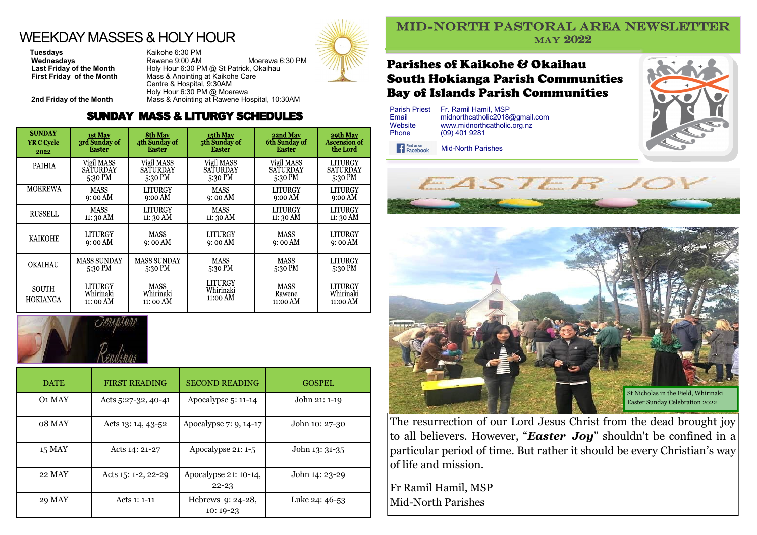# WEEKDAY MASSES & HOLY HOUR

| | |
|---|---|
| **Tuesdays** | Kaikohe 6:30 PM |
| **Wednesdays** | Rawene 9:00 AM    Moerewa 6:30 PM |
| **Last Friday of the Month** | Holy Hour 6:30 PM @ St Patrick, Okaihau |
| **First Friday of the Month** | Mass & Anointing at Kaikohe Care Centre & Hospital, 9:30AM<br>Holy Hour 6:30 PM @ Moerewa |
| **2nd Friday of the Month** | Mass & Anointing at Rawene Hospital, 10:30AM |

## SUNDAY MASS & LITURGY SCHEDULES

| SUNDAY YR C Cycle 2022 | 1st May 3rd Sunday of Easter | 8th May 4th Sunday of Easter | 15th May 5th Sunday of Easter | 22nd May 6th Sunday of Easter | 29th May Ascension of the Lord |
|---|---|---|---|---|---|
| PAIHIA | Vigil MASS SATURDAY 5:30 PM | Vigil MASS SATURDAY 5:30 PM | Vigil MASS SATURDAY 5:30 PM | Vigil MASS SATURDAY 5:30 PM | LITURGY SATURDAY 5:30 PM |
| MOEREWA | MASS 9: 00 AM | LITURGY 9:00 AM | MASS 9: 00 AM | LITURGY 9:00 AM | LITURGY 9:00 AM |
| RUSSELL | MASS 11: 30 AM | LITURGY 11: 30 AM | MASS 11: 30 AM | LITURGY 11: 30 AM | LITURGY 11: 30 AM |
| KAIKOHE | LITURGY 9: 00 AM | MASS 9: 00 AM | LITURGY 9: 00 AM | MASS 9: 00 AM | LITURGY 9: 00 AM |
| OKAIHAU | MASS SUNDAY 5:30 PM | MASS SUNDAY 5:30 PM | MASS 5:30 PM | MASS 5:30 PM | LITURGY 5:30 PM |
| SOUTH HOKIANGA | LITURGY Whirinaki 11: 00 AM | MASS Whirinaki 11: 00 AM | LITURGY Whirinaki 11:00 AM | MASS Rawene 11:00 AM | LITURGY Whirinaki 11:00 AM |

Scripture Readings

| DATE | FIRST READING | SECOND READING | GOSPEL |
|---|---|---|---|
| 01 MAY | Acts 5:27-32, 40-41 | Apocalypse 5: 11-14 | John 21: 1-19 |
| 08 MAY | Acts 13: 14, 43-52 | Apocalypse 7: 9, 14-17 | John 10: 27-30 |
| 15 MAY | Acts 14: 21-27 | Apocalypse 21: 1-5 | John 13: 31-35 |
| 22 MAY | Acts 15: 1-2, 22-29 | Apocalypse 21: 10-14, 22-23 | John 14: 23-29 |
| 29 MAY | Acts 1: 1-11 | Hebrews 9: 24-28, 10: 19-23 | Luke 24: 46-53 |

# MID-NORTH PASTORAL AREA NEWSLETTER
## MAY 2022

## Parishes of Kaikohe & Okaihau
## South Hokianga Parish Communities
## Bay of Islands Parish Communities

| | |
|---|---|
| Parish Priest | Fr. Ramil Hamil, MSP |
| Email | midnorthcatholic2018@gmail.com |
| Website | www.midnorthcatholic.org.nz |
| Phone | (09) 401 9281 |
| Find us on Facebook | Mid-North Parishes |

EASTER JOY

St Nicholas in the Field, Whirinaki
Easter Sunday Celebration 2022

The resurrection of our Lord Jesus Christ from the dead brought joy to all believers. However, "***Easter Joy***" shouldn't be confined in a particular period of time. But rather it should be every Christian's way of life and mission.

Fr Ramil Hamil, MSP
Mid-North Parishes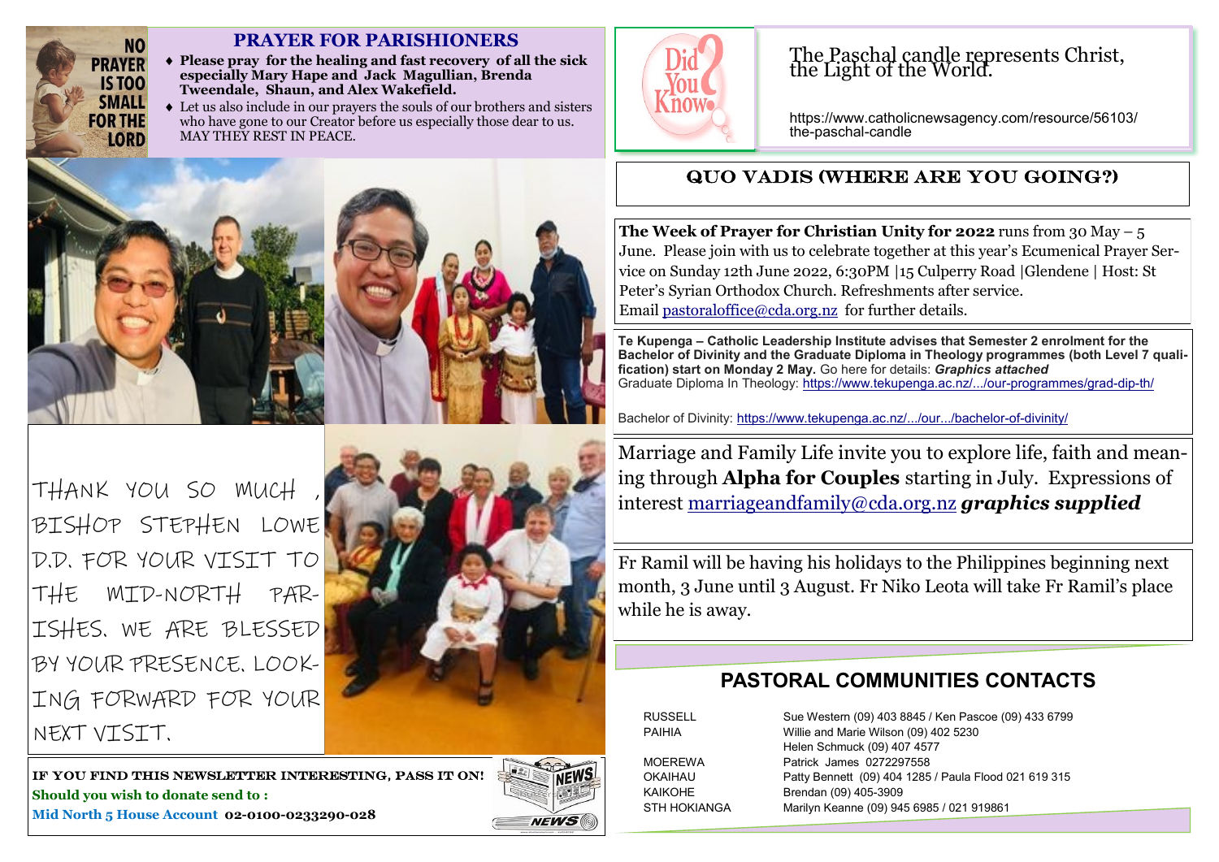## PRAYER FOR PARISHIONERS

NO PRAYER IS TOO SMALL FOR THE LORD

- **Please pray for the healing and fast recovery of all the sick especially Mary Hape and Jack Magullian, Brenda Tweendale, Shaun, and Alex Wakefield.**
- Let us also include in our prayers the souls of our brothers and sisters who have gone to our Creator before us especially those dear to us. MAY THEY REST IN PEACE.

THANK YOU SO MUCH, BISHOP STEPHEN LOWE D.D. FOR YOUR VISIT TO THE MID-NORTH PARISHES. WE ARE BLESSED BY YOUR PRESENCE. LOOKING FORWARD FOR YOUR NEXT VISIT.

**IF YOU FIND THIS NEWSLETTER INTERESTING, PASS IT ON!**

**Should you wish to donate send to :**

**Mid North 5 House Account 02-0100-0233290-028**

Did You Know?

The Paschal candle represents Christ, the Light of the World.

https://www.catholicnewsagency.com/resource/56103/the-paschal-candle

## QUO VADIS (WHERE ARE YOU GOING?)

**The Week of Prayer for Christian Unity for 2022** runs from 30 May – 5 June. Please join with us to celebrate together at this year's Ecumenical Prayer Service on Sunday 12th June 2022, 6:30PM |15 Culperry Road |Glendene | Host: St Peter's Syrian Orthodox Church. Refreshments after service. Email pastoraloffice@cda.org.nz for further details.

**Te Kupenga – Catholic Leadership Institute advises that Semester 2 enrolment for the Bachelor of Divinity and the Graduate Diploma in Theology programmes (both Level 7 qualification) start on Monday 2 May.** Go here for details: ***Graphics attached***
Graduate Diploma In Theology: https://www.tekupenga.ac.nz/.../our-programmes/grad-dip-th/

Bachelor of Divinity: https://www.tekupenga.ac.nz/.../our.../bachelor-of-divinity/

Marriage and Family Life invite you to explore life, faith and meaning through **Alpha for Couples** starting in July. Expressions of interest marriageandfamily@cda.org.nz ***graphics supplied***

Fr Ramil will be having his holidays to the Philippines beginning next month, 3 June until 3 August. Fr Niko Leota will take Fr Ramil's place while he is away.

## PASTORAL COMMUNITIES CONTACTS

| | |
|---|---|
| RUSSELL | Sue Western (09) 403 8845 / Ken Pascoe (09) 433 6799 |
| PAIHIA | Willie and Marie Wilson (09) 402 5230 |
| | Helen Schmuck (09) 407 4577 |
| MOEREWA | Patrick James 0272297558 |
| OKAIHAU | Patty Bennett (09) 404 1285 / Paula Flood 021 619 315 |
| KAIKOHE | Brendan (09) 405-3909 |
| STH HOKIANGA | Marilyn Keanne (09) 945 6985 / 021 919861 |